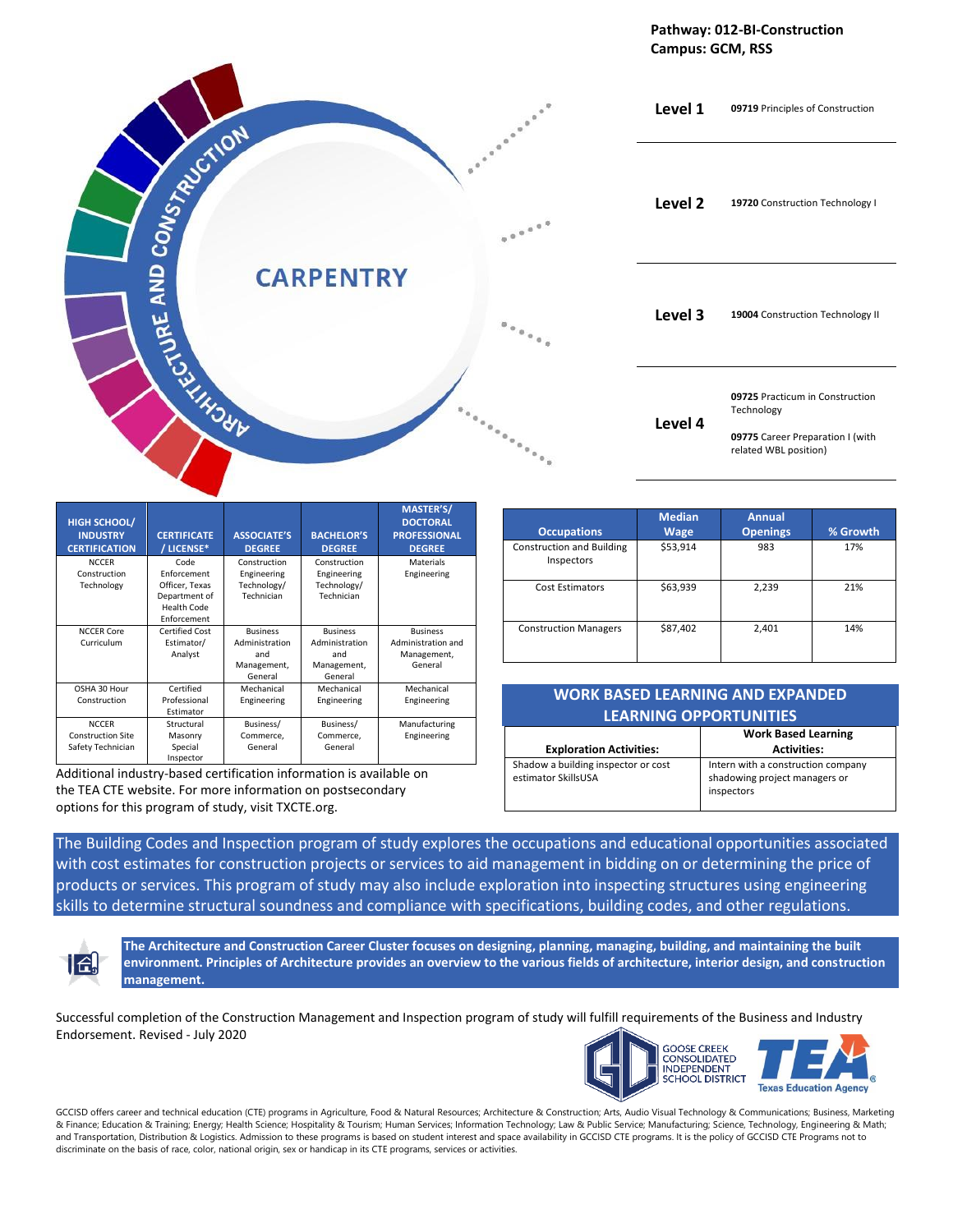**Pathway: 012-BI-Construction**
**Campus: GCM, RSS**

ARCHITECTURE AND CONSTRUCTION

# CARPENTRY

| Level | Courses |
|---|---|
| **Level 1** | **09719** Principles of Construction |
| **Level 2** | **19720** Construction Technology I |
| **Level 3** | **19004** Construction Technology II |
| **Level 4** | **09725** Practicum in Construction Technology<br>**09775** Career Preparation I (with related WBL position) |

| HIGH SCHOOL/ INDUSTRY CERTIFICATION | CERTIFICATE / LICENSE* | ASSOCIATE'S DEGREE | BACHELOR'S DEGREE | MASTER'S/ DOCTORAL PROFESSIONAL DEGREE |
|---|---|---|---|---|
| NCCER Construction Technology | Code Enforcement Officer, Texas Department of Health Code Enforcement | Construction Engineering Technology/ Technician | Construction Engineering Technology/ Technician | Materials Engineering |
| NCCER Core Curriculum | Certified Cost Estimator/ Analyst | Business Administration and Management, General | Business Administration and Management, General | Business Administration and Management, General |
| OSHA 30 Hour Construction | Certified Professional Estimator | Mechanical Engineering | Mechanical Engineering | Mechanical Engineering |
| NCCER Construction Site Safety Technician | Structural Masonry Special Inspector | Business/ Commerce, General | Business/ Commerce, General | Manufacturing Engineering |

Additional industry-based certification information is available on the TEA CTE website. For more information on postsecondary options for this program of study, visit TXCTE.org.

| Occupations | Median Wage | Annual Openings | % Growth |
|---|---|---|---|
| Construction and Building Inspectors | $53,914 | 983 | 17% |
| Cost Estimators | $63,939 | 2,239 | 21% |
| Construction Managers | $87,402 | 2,401 | 14% |

## WORK BASED LEARNING AND EXPANDED LEARNING OPPORTUNITIES

| Exploration Activities: | Work Based Learning Activities: |
|---|---|
| Shadow a building inspector or cost estimator SkillsUSA | Intern with a construction company shadowing project managers or inspectors |

The Building Codes and Inspection program of study explores the occupations and educational opportunities associated with cost estimates for construction projects or services to aid management in bidding on or determining the price of products or services. This program of study may also include exploration into inspecting structures using engineering skills to determine structural soundness and compliance with specifications, building codes, and other regulations.

**The Architecture and Construction Career Cluster focuses on designing, planning, managing, building, and maintaining the built environment. Principles of Architecture provides an overview to the various fields of architecture, interior design, and construction management.**

Successful completion of the Construction Management and Inspection program of study will fulfill requirements of the Business and Industry Endorsement. Revised - July 2020

GOOSE CREEK CONSOLIDATED INDEPENDENT SCHOOL DISTRICT

Texas Education Agency

GCCISD offers career and technical education (CTE) programs in Agriculture, Food & Natural Resources; Architecture & Construction; Arts, Audio Visual Technology & Communications; Business, Marketing & Finance; Education & Training; Energy; Health Science; Hospitality & Tourism; Human Services; Information Technology; Law & Public Service; Manufacturing; Science, Technology, Engineering & Math; and Transportation, Distribution & Logistics. Admission to these programs is based on student interest and space availability in GCCISD CTE programs. It is the policy of GCCISD CTE Programs not to discriminate on the basis of race, color, national origin, sex or handicap in its CTE programs, services or activities.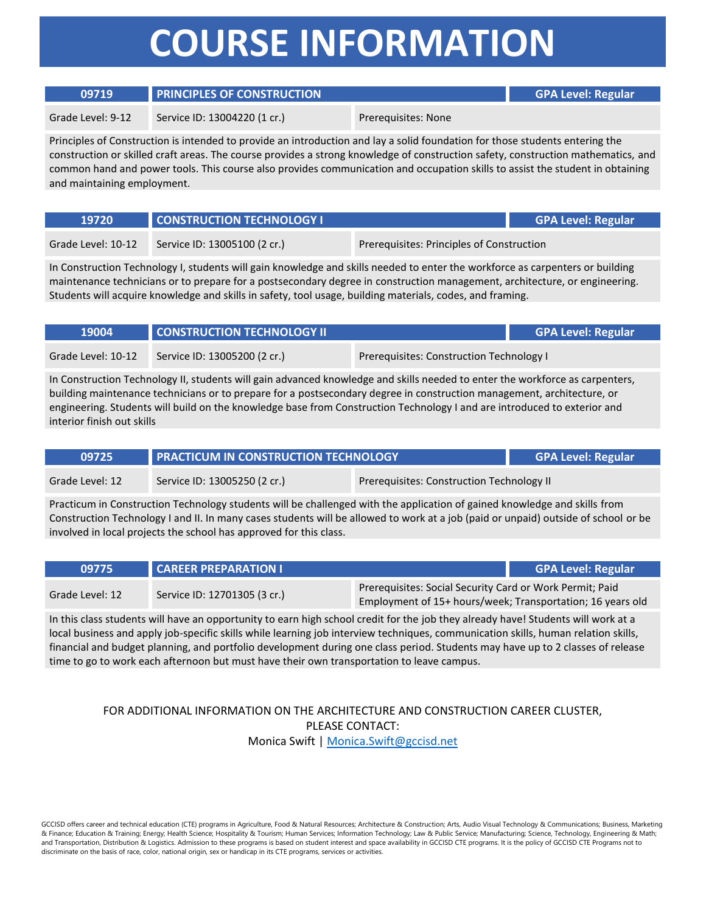# COURSE INFORMATION

| 09719 | PRINCIPLES OF CONSTRUCTION | GPA Level: Regular |
|---|---|---|
| Grade Level: 9-12 | Service ID: 13004220 (1 cr.) | Prerequisites: None |

Principles of Construction is intended to provide an introduction and lay a solid foundation for those students entering the construction or skilled craft areas. The course provides a strong knowledge of construction safety, construction mathematics, and common hand and power tools. This course also provides communication and occupation skills to assist the student in obtaining and maintaining employment.

| 19720 | CONSTRUCTION TECHNOLOGY I | GPA Level: Regular |
|---|---|---|
| Grade Level: 10-12 | Service ID: 13005100 (2 cr.) | Prerequisites: Principles of Construction |

In Construction Technology I, students will gain knowledge and skills needed to enter the workforce as carpenters or building maintenance technicians or to prepare for a postsecondary degree in construction management, architecture, or engineering. Students will acquire knowledge and skills in safety, tool usage, building materials, codes, and framing.

| 19004 | CONSTRUCTION TECHNOLOGY II | GPA Level: Regular |
|---|---|---|
| Grade Level: 10-12 | Service ID: 13005200 (2 cr.) | Prerequisites: Construction Technology I |

In Construction Technology II, students will gain advanced knowledge and skills needed to enter the workforce as carpenters, building maintenance technicians or to prepare for a postsecondary degree in construction management, architecture, or engineering. Students will build on the knowledge base from Construction Technology I and are introduced to exterior and interior finish out skills

| 09725 | PRACTICUM IN CONSTRUCTION TECHNOLOGY | GPA Level: Regular |
|---|---|---|
| Grade Level: 12 | Service ID: 13005250 (2 cr.) | Prerequisites: Construction Technology II |

Practicum in Construction Technology students will be challenged with the application of gained knowledge and skills from Construction Technology I and II. In many cases students will be allowed to work at a job (paid or unpaid) outside of school or be involved in local projects the school has approved for this class.

| 09775 | CAREER PREPARATION I | GPA Level: Regular |
|---|---|---|
| Grade Level: 12 | Service ID: 12701305 (3 cr.) | Prerequisites: Social Security Card or Work Permit; Paid Employment of 15+ hours/week; Transportation; 16 years old |

In this class students will have an opportunity to earn high school credit for the job they already have! Students will work at a local business and apply job-specific skills while learning job interview techniques, communication skills, human relation skills, financial and budget planning, and portfolio development during one class period. Students may have up to 2 classes of release time to go to work each afternoon but must have their own transportation to leave campus.

FOR ADDITIONAL INFORMATION ON THE ARCHITECTURE AND CONSTRUCTION CAREER CLUSTER, PLEASE CONTACT:
Monica Swift | Monica.Swift@gccisd.net

GCCISD offers career and technical education (CTE) programs in Agriculture, Food & Natural Resources; Architecture & Construction; Arts, Audio Visual Technology & Communications; Business, Marketing & Finance; Education & Training; Energy; Health Science; Hospitality & Tourism; Human Services; Information Technology; Law & Public Service; Manufacturing; Science, Technology, Engineering & Math; and Transportation, Distribution & Logistics. Admission to these programs is based on student interest and space availability in GCCISD CTE programs. It is the policy of GCCISD CTE Programs not to discriminate on the basis of race, color, national origin, sex or handicap in its CTE programs, services or activities.